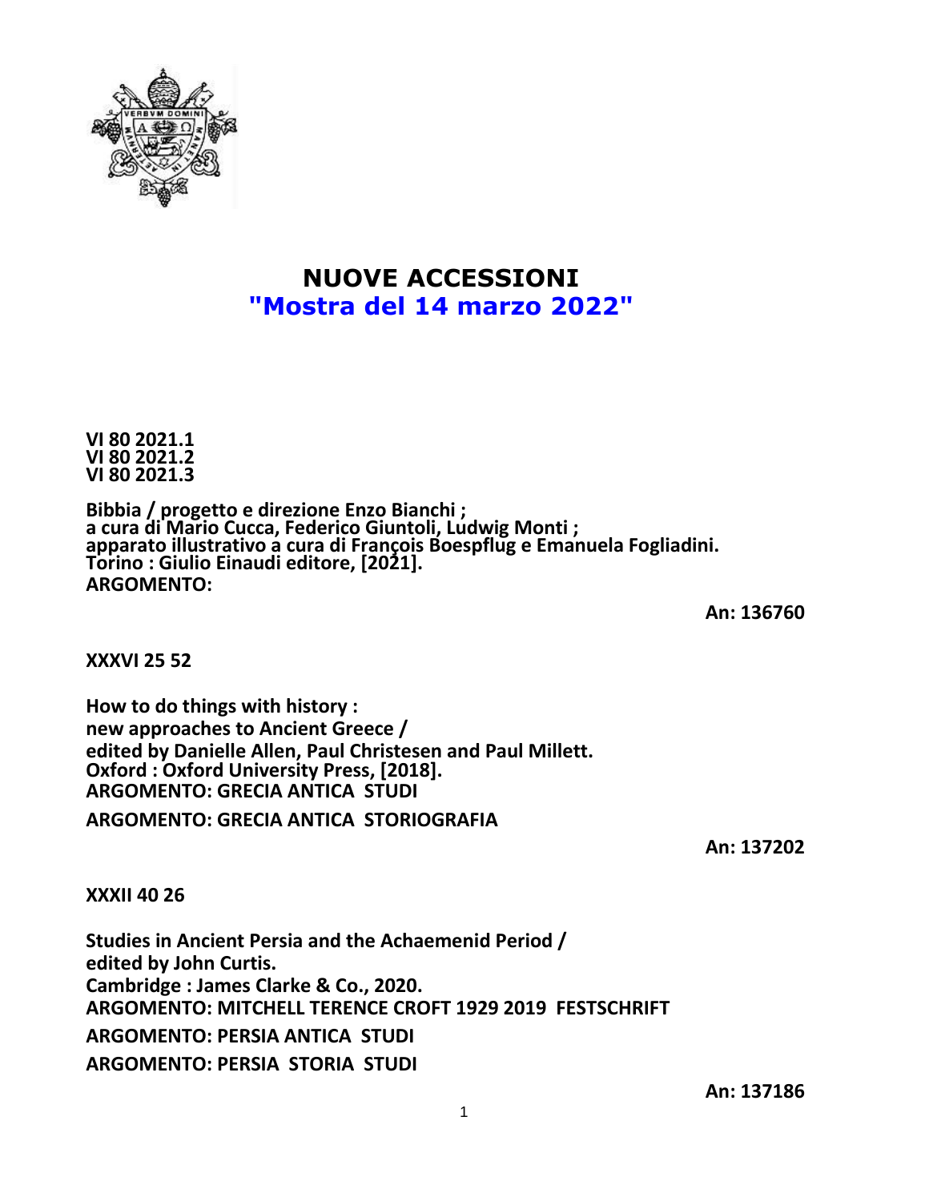# NUOVE ACCESSIONI
## "Mostra del 14 marzo 2022"

**VI 80 2021.1**
**VI 80 2021.2**
**VI 80 2021.3**

**Bibbia / progetto e direzione Enzo Bianchi ;**
**a cura di Mario Cucca, Federico Giuntoli, Ludwig Monti ;**
**apparato illustrativo a cura di François Boespflug e Emanuela Fogliadini.**
**Torino : Giulio Einaudi editore, [2021].**
**ARGOMENTO:**

**An: 136760**

**XXXVI 25 52**

**How to do things with history :**
**new approaches to Ancient Greece /**
**edited by Danielle Allen, Paul Christesen and Paul Millett.**
**Oxford : Oxford University Press, [2018].**
**ARGOMENTO: GRECIA ANTICA STUDI**

**ARGOMENTO: GRECIA ANTICA STORIOGRAFIA**

**An: 137202**

**XXXII 40 26**

**Studies in Ancient Persia and the Achaemenid Period /**
**edited by John Curtis.**
**Cambridge : James Clarke & Co., 2020.**
**ARGOMENTO: MITCHELL TERENCE CROFT 1929 2019 FESTSCHRIFT**

**ARGOMENTO: PERSIA ANTICA STUDI**

**ARGOMENTO: PERSIA STORIA STUDI**

**An: 137186**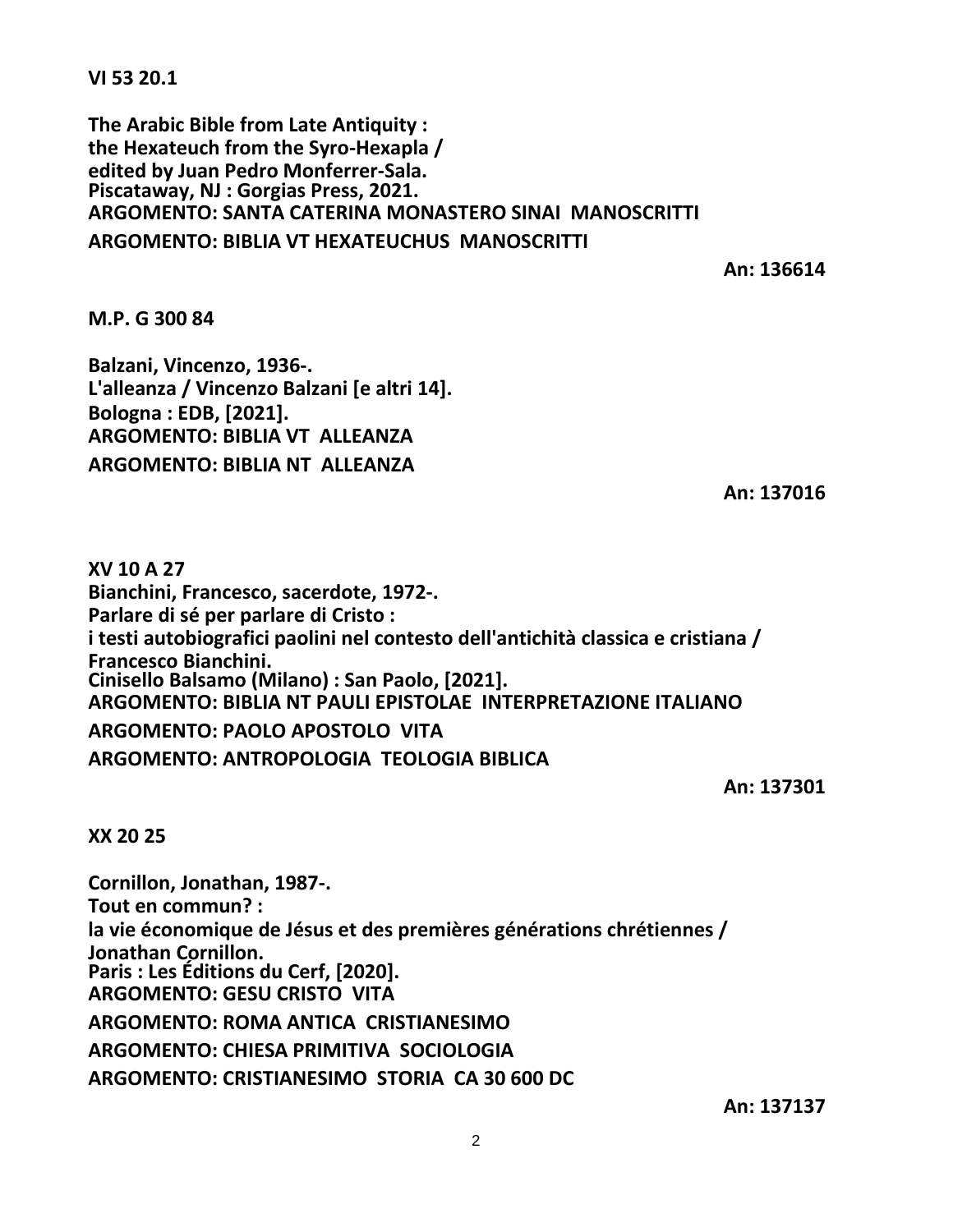**VI 53 20.1**

**The Arabic Bible from Late Antiquity :**
**the Hexateuch from the Syro-Hexapla /**
**edited by Juan Pedro Monferrer-Sala.**
**Piscataway, NJ : Gorgias Press, 2021.**
**ARGOMENTO: SANTA CATERINA MONASTERO SINAI MANOSCRITTI**
**ARGOMENTO: BIBLIA VT HEXATEUCHUS MANOSCRITTI**

**An: 136614**

**M.P. G 300 84**

**Balzani, Vincenzo, 1936-.**
**L'alleanza / Vincenzo Balzani [e altri 14].**
**Bologna : EDB, [2021].**
**ARGOMENTO: BIBLIA VT ALLEANZA**
**ARGOMENTO: BIBLIA NT ALLEANZA**

**An: 137016**

**XV 10 A 27**
**Bianchini, Francesco, sacerdote, 1972-.**
**Parlare di sé per parlare di Cristo :**
**i testi autobiografici paolini nel contesto dell'antichità classica e cristiana /**
**Francesco Bianchini.**
**Cinisello Balsamo (Milano) : San Paolo, [2021].**
**ARGOMENTO: BIBLIA NT PAULI EPISTOLAE INTERPRETAZIONE ITALIANO**
**ARGOMENTO: PAOLO APOSTOLO VITA**
**ARGOMENTO: ANTROPOLOGIA TEOLOGIA BIBLICA**

**An: 137301**

**XX 20 25**

**Cornillon, Jonathan, 1987-.**
**Tout en commun? :**
**la vie économique de Jésus et des premières générations chrétiennes /**
**Jonathan Cornillon.**
**Paris : Les Éditions du Cerf, [2020].**
**ARGOMENTO: GESU CRISTO VITA**
**ARGOMENTO: ROMA ANTICA CRISTIANESIMO**
**ARGOMENTO: CHIESA PRIMITIVA SOCIOLOGIA**
**ARGOMENTO: CRISTIANESIMO STORIA CA 30 600 DC**

**An: 137137**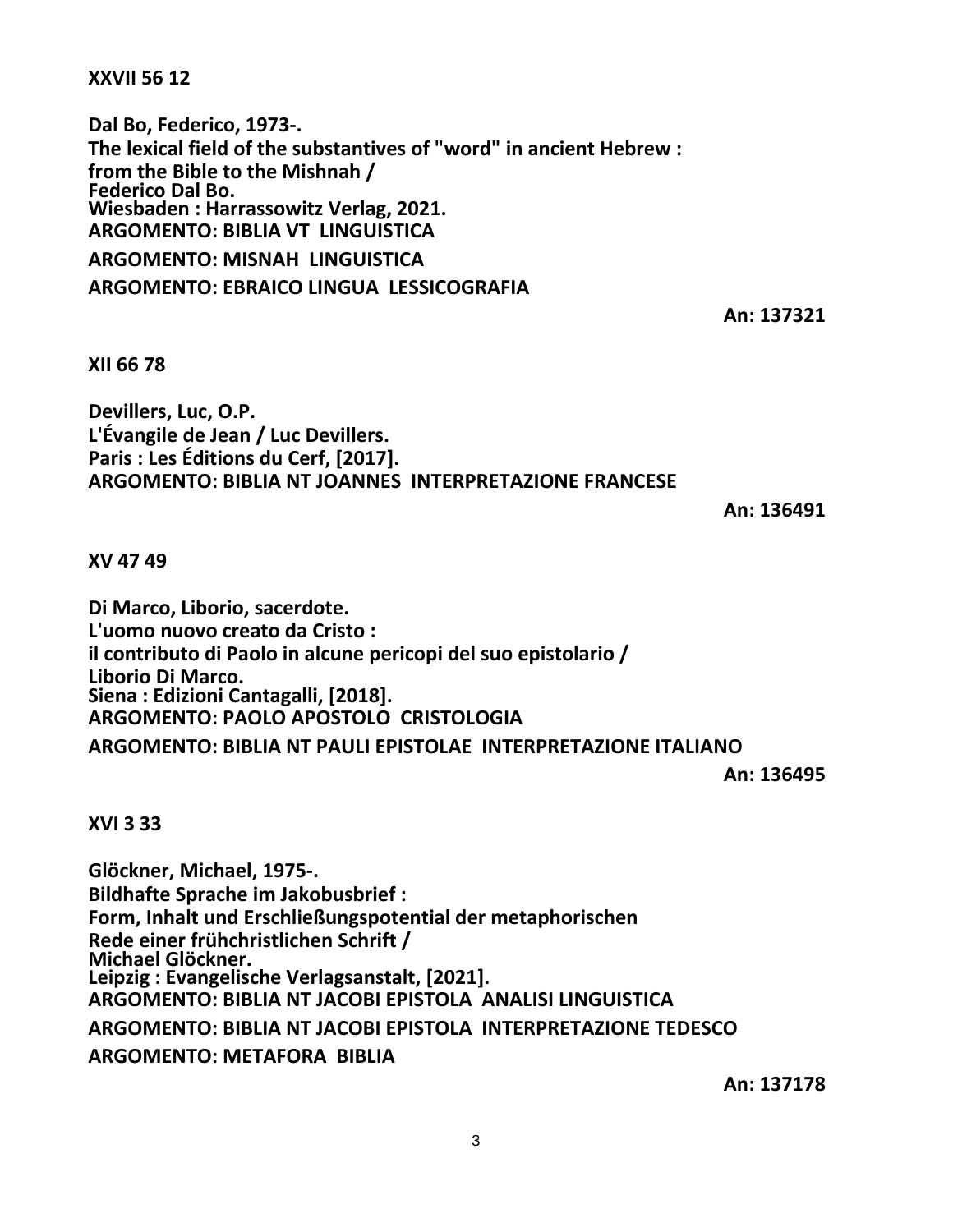**XXVII 56 12**

**Dal Bo, Federico, 1973-.**
**The lexical field of the substantives of "word" in ancient Hebrew :**
**from the Bible to the Mishnah /**
**Federico Dal Bo.**
**Wiesbaden : Harrassowitz Verlag, 2021.**
**ARGOMENTO: BIBLIA VT LINGUISTICA**

**ARGOMENTO: MISNAH LINGUISTICA**

**ARGOMENTO: EBRAICO LINGUA LESSICOGRAFIA**

**An: 137321**

**XII 66 78**

**Devillers, Luc, O.P.**
**L'Évangile de Jean / Luc Devillers.**
**Paris : Les Éditions du Cerf, [2017].**
**ARGOMENTO: BIBLIA NT JOANNES INTERPRETAZIONE FRANCESE**

**An: 136491**

**XV 47 49**

**Di Marco, Liborio, sacerdote.**
**L'uomo nuovo creato da Cristo :**
**il contributo di Paolo in alcune pericopi del suo epistolario /**
**Liborio Di Marco.**
**Siena : Edizioni Cantagalli, [2018].**
**ARGOMENTO: PAOLO APOSTOLO CRISTOLOGIA**

**ARGOMENTO: BIBLIA NT PAULI EPISTOLAE INTERPRETAZIONE ITALIANO**

**An: 136495**

**XVI 3 33**

**Glöckner, Michael, 1975-.**
**Bildhafte Sprache im Jakobusbrief :**
**Form, Inhalt und Erschließungspotential der metaphorischen**
**Rede einer frühchristlichen Schrift /**
**Michael Glöckner.**
**Leipzig : Evangelische Verlagsanstalt, [2021].**
**ARGOMENTO: BIBLIA NT JACOBI EPISTOLA ANALISI LINGUISTICA**

**ARGOMENTO: BIBLIA NT JACOBI EPISTOLA INTERPRETAZIONE TEDESCO**

**ARGOMENTO: METAFORA BIBLIA**

**An: 137178**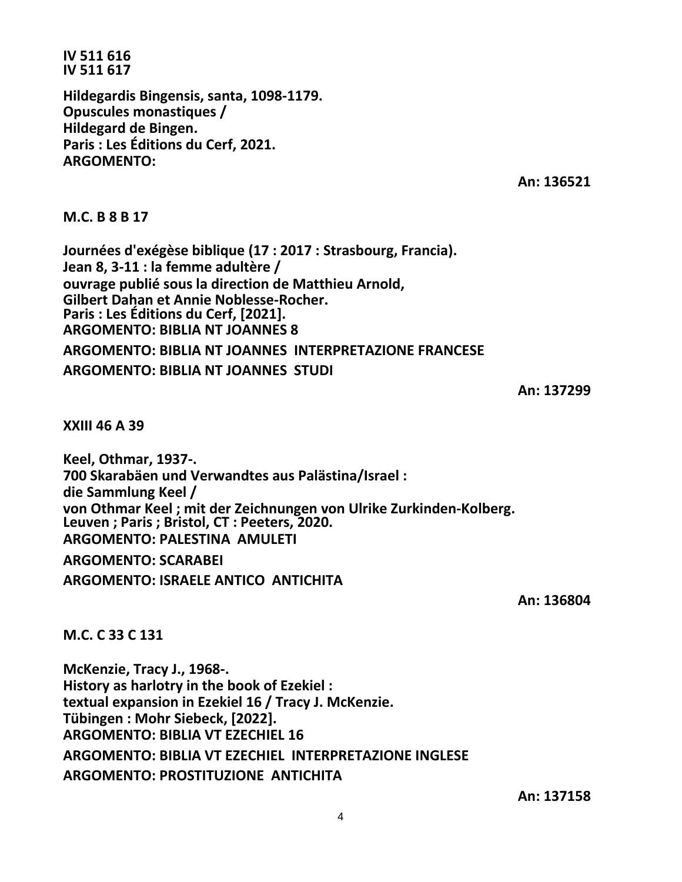**IV 511 616**
**IV 511 617**

**Hildegardis Bingensis, santa, 1098-1179.**
**Opuscules monastiques /**
**Hildegard de Bingen.**
**Paris : Les Éditions du Cerf, 2021.**
**ARGOMENTO:**

**An: 136521**

**M.C. B 8 B 17**

**Journées d'exégèse biblique (17 : 2017 : Strasbourg, Francia).**
**Jean 8, 3-11 : la femme adultère /**
**ouvrage publié sous la direction de Matthieu Arnold,**
**Gilbert Dahan et Annie Noblesse-Rocher.**
**Paris : Les Éditions du Cerf, [2021].**
**ARGOMENTO: BIBLIA NT JOANNES 8**
**ARGOMENTO: BIBLIA NT JOANNES INTERPRETAZIONE FRANCESE**
**ARGOMENTO: BIBLIA NT JOANNES STUDI**

**An: 137299**

**XXIII 46 A 39**

**Keel, Othmar, 1937-.**
**700 Skarabäen und Verwandtes aus Palästina/Israel :**
**die Sammlung Keel /**
**von Othmar Keel ; mit der Zeichnungen von Ulrike Zurkinden-Kolberg.**
**Leuven ; Paris ; Bristol, CT : Peeters, 2020.**
**ARGOMENTO: PALESTINA AMULETI**
**ARGOMENTO: SCARABEI**
**ARGOMENTO: ISRAELE ANTICO ANTICHITA**

**An: 136804**

**M.C. C 33 C 131**

**McKenzie, Tracy J., 1968-.**
**History as harlotry in the book of Ezekiel :**
**textual expansion in Ezekiel 16 / Tracy J. McKenzie.**
**Tübingen : Mohr Siebeck, [2022].**
**ARGOMENTO: BIBLIA VT EZECHIEL 16**
**ARGOMENTO: BIBLIA VT EZECHIEL INTERPRETAZIONE INGLESE**
**ARGOMENTO: PROSTITUZIONE ANTICHITA**

**An: 137158**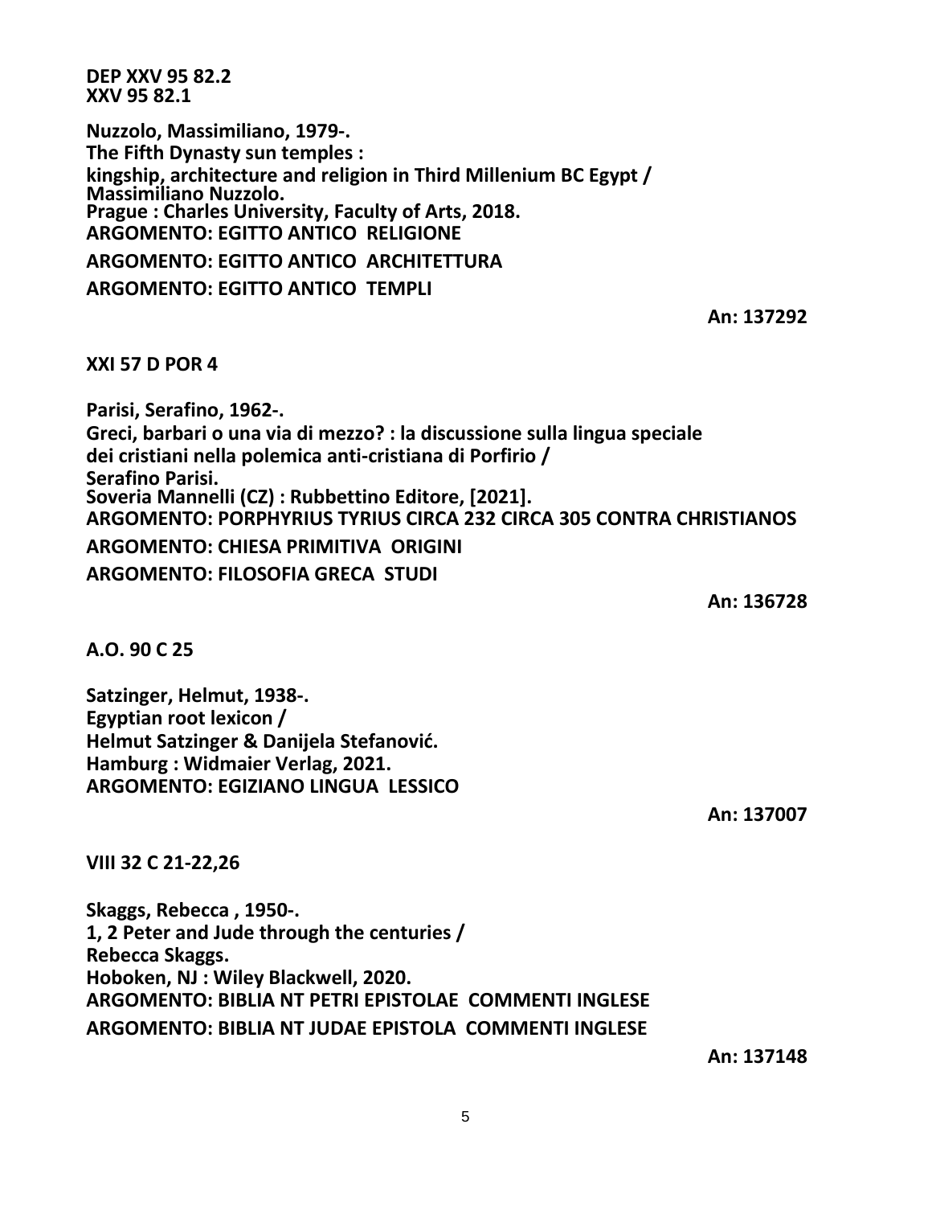**DEP XXV 95 82.2**
**XXV 95 82.1**

**Nuzzolo, Massimiliano, 1979-.**
**The Fifth Dynasty sun temples :**
**kingship, architecture and religion in Third Millenium BC Egypt /**
**Massimiliano Nuzzolo.**
**Prague : Charles University, Faculty of Arts, 2018.**
**ARGOMENTO: EGITTO ANTICO RELIGIONE**
**ARGOMENTO: EGITTO ANTICO ARCHITETTURA**
**ARGOMENTO: EGITTO ANTICO TEMPLI**

**An: 137292**

**XXI 57 D POR 4**

**Parisi, Serafino, 1962-.**
**Greci, barbari o una via di mezzo? : la discussione sulla lingua speciale dei cristiani nella polemica anti-cristiana di Porfirio /**
**Serafino Parisi.**
**Soveria Mannelli (CZ) : Rubbettino Editore, [2021].**
**ARGOMENTO: PORPHYRIUS TYRIUS CIRCA 232 CIRCA 305 CONTRA CHRISTIANOS**
**ARGOMENTO: CHIESA PRIMITIVA ORIGINI**
**ARGOMENTO: FILOSOFIA GRECA STUDI**

**An: 136728**

**A.O. 90 C 25**

**Satzinger, Helmut, 1938-.**
**Egyptian root lexicon /**
**Helmut Satzinger & Danijela Stefanović.**
**Hamburg : Widmaier Verlag, 2021.**
**ARGOMENTO: EGIZIANO LINGUA LESSICO**

**An: 137007**

**VIII 32 C 21-22,26**

**Skaggs, Rebecca , 1950-.**
**1, 2 Peter and Jude through the centuries /**
**Rebecca Skaggs.**
**Hoboken, NJ : Wiley Blackwell, 2020.**
**ARGOMENTO: BIBLIA NT PETRI EPISTOLAE COMMENTI INGLESE**
**ARGOMENTO: BIBLIA NT JUDAE EPISTOLA COMMENTI INGLESE**

**An: 137148**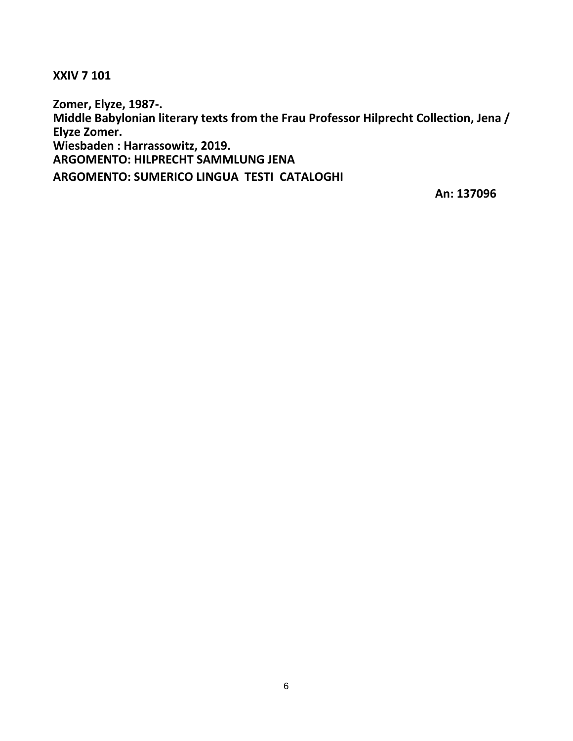**XXIV 7 101**

**Zomer, Elyze, 1987-.**
**Middle Babylonian literary texts from the Frau Professor Hilprecht Collection, Jena / Elyze Zomer.**
**Wiesbaden : Harrassowitz, 2019.**
**ARGOMENTO: HILPRECHT SAMMLUNG JENA**
**ARGOMENTO: SUMERICO LINGUA TESTI CATALOGHI**

**An: 137096**